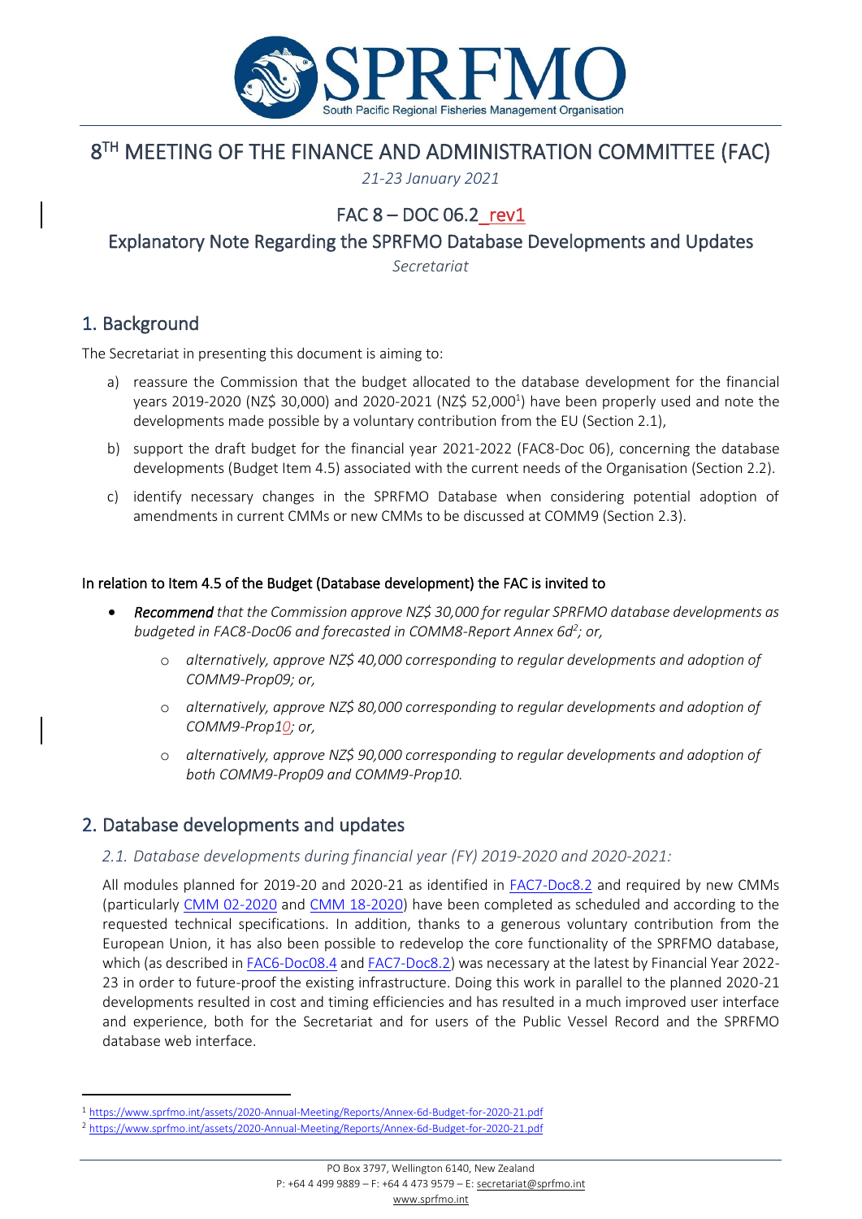# 8[TH] MEETING OF THE FINANCE AND ADMINISTRATION COMMITTEE (FAC)

*21-23 January 2021*

## FAC 8 – DOC 06.2_rev1

## Explanatory Note Regarding the SPRFMO Database Developments and Updates

*Secretariat*

## 1. Background

The Secretariat in presenting this document is aiming to:

a) reassure the Commission that the budget allocated to the database development for the financial years 2019-2020 (NZ$ 30,000) and 2020-2021 (NZ$ 52,000[1]) have been properly used and note the developments made possible by a voluntary contribution from the EU (Section 2.1),

b) support the draft budget for the financial year 2021-2022 (FAC8-Doc 06), concerning the database developments (Budget Item 4.5) associated with the current needs of the Organisation (Section 2.2).

c) identify necessary changes in the SPRFMO Database when considering potential adoption of amendments in current CMMs or new CMMs to be discussed at COMM9 (Section 2.3).

**In relation to Item 4.5 of the Budget (Database development) the FAC is invited to**

- ***Recommend*** *that the Commission approve NZ$ 30,000 for regular SPRFMO database developments as budgeted in FAC8-Doc06 and forecasted in COMM8-Report Annex 6d[2]; or,*
  - *alternatively, approve NZ$ 40,000 corresponding to regular developments and adoption of COMM9-Prop09; or,*
  - *alternatively, approve NZ$ 80,000 corresponding to regular developments and adoption of COMM9-Prop10; or,*
  - *alternatively, approve NZ$ 90,000 corresponding to regular developments and adoption of both COMM9-Prop09 and COMM9-Prop10.*

## 2. Database developments and updates

### *2.1. Database developments during financial year (FY) 2019-2020 and 2020-2021:*

All modules planned for 2019-20 and 2020-21 as identified in FAC7-Doc8.2 and required by new CMMs (particularly CMM 02-2020 and CMM 18-2020) have been completed as scheduled and according to the requested technical specifications. In addition, thanks to a generous voluntary contribution from the European Union, it has also been possible to redevelop the core functionality of the SPRFMO database, which (as described in FAC6-Doc08.4 and FAC7-Doc8.2) was necessary at the latest by Financial Year 2022-23 in order to future-proof the existing infrastructure. Doing this work in parallel to the planned 2020-21 developments resulted in cost and timing efficiencies and has resulted in a much improved user interface and experience, both for the Secretariat and for users of the Public Vessel Record and the SPRFMO database web interface.

[1] https://www.sprfmo.int/assets/2020-Annual-Meeting/Reports/Annex-6d-Budget-for-2020-21.pdf

[2] https://www.sprfmo.int/assets/2020-Annual-Meeting/Reports/Annex-6d-Budget-for-2020-21.pdf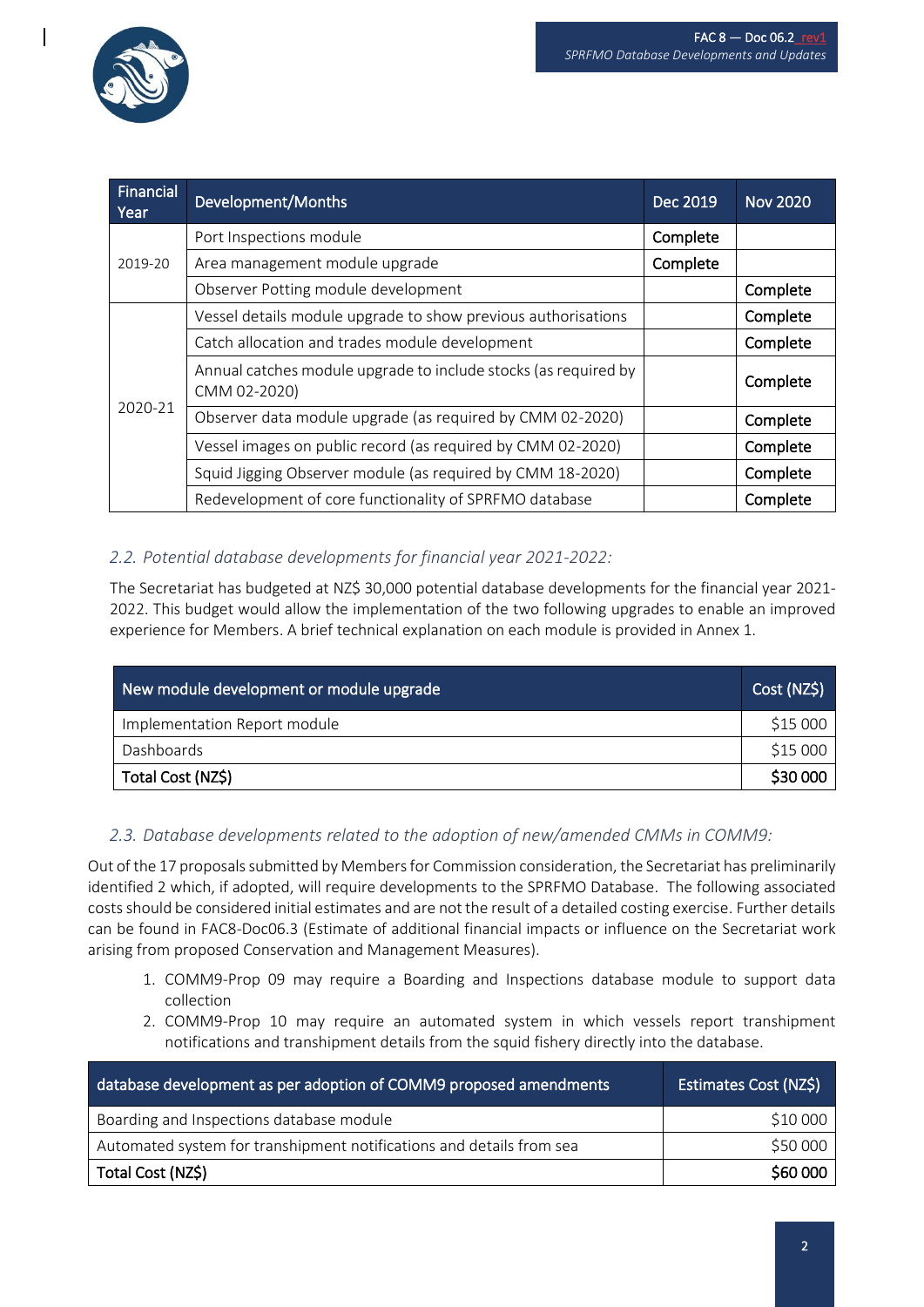| Financial Year | Development/Months | Dec 2019 | Nov 2020 |
|---|---|---|---|
| 2019-20 | Port Inspections module | Complete | |
| | Area management module upgrade | Complete | |
| | Observer Potting module development | | Complete |
| 2020-21 | Vessel details module upgrade to show previous authorisations | | Complete |
| | Catch allocation and trades module development | | Complete |
| | Annual catches module upgrade to include stocks (as required by CMM 02-2020) | | Complete |
| | Observer data module upgrade (as required by CMM 02-2020) | | Complete |
| | Vessel images on public record (as required by CMM 02-2020) | | Complete |
| | Squid Jigging Observer module (as required by CMM 18-2020) | | Complete |
| | Redevelopment of core functionality of SPRFMO database | | Complete |

### *2.2. Potential database developments for financial year 2021-2022:*

The Secretariat has budgeted at NZ$ 30,000 potential database developments for the financial year 2021-2022. This budget would allow the implementation of the two following upgrades to enable an improved experience for Members. A brief technical explanation on each module is provided in Annex 1.

| New module development or module upgrade | Cost (NZ$) |
|---|---|
| Implementation Report module | $15 000 |
| Dashboards | $15 000 |
| **Total Cost (NZ$)** | **$30 000** |

### *2.3. Database developments related to the adoption of new/amended CMMs in COMM9:*

Out of the 17 proposals submitted by Members for Commission consideration, the Secretariat has preliminarily identified 2 which, if adopted, will require developments to the SPRFMO Database. The following associated costs should be considered initial estimates and are not the result of a detailed costing exercise. Further details can be found in FAC8-Doc06.3 (Estimate of additional financial impacts or influence on the Secretariat work arising from proposed Conservation and Management Measures).

1. COMM9-Prop 09 may require a Boarding and Inspections database module to support data collection
2. COMM9-Prop 10 may require an automated system in which vessels report transhipment notifications and transhipment details from the squid fishery directly into the database.

| database development as per adoption of COMM9 proposed amendments | Estimates Cost (NZ$) |
|---|---|
| Boarding and Inspections database module | $10 000 |
| Automated system for transhipment notifications and details from sea | $50 000 |
| **Total Cost (NZ$)** | **$60 000** |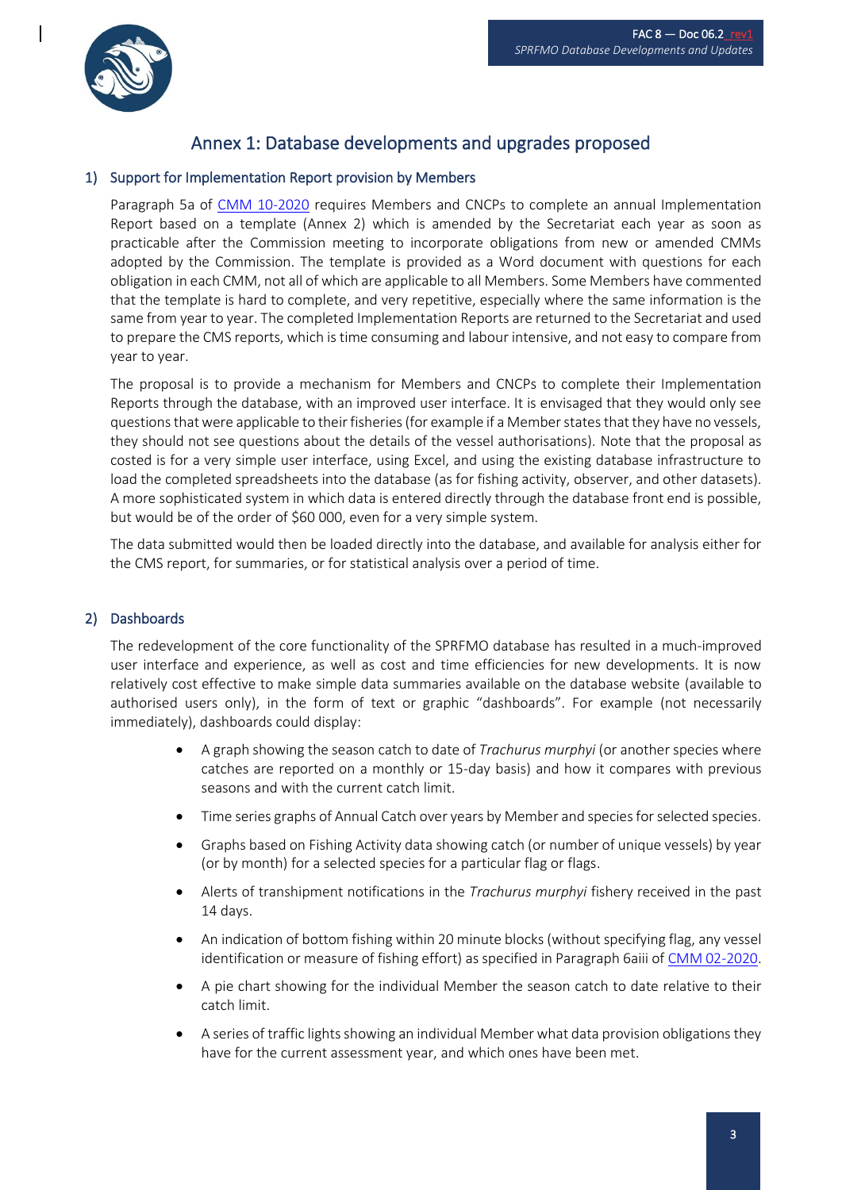# Annex 1: Database developments and upgrades proposed

## 1) Support for Implementation Report provision by Members

Paragraph 5a of CMM 10-2020 requires Members and CNCPs to complete an annual Implementation Report based on a template (Annex 2) which is amended by the Secretariat each year as soon as practicable after the Commission meeting to incorporate obligations from new or amended CMMs adopted by the Commission. The template is provided as a Word document with questions for each obligation in each CMM, not all of which are applicable to all Members. Some Members have commented that the template is hard to complete, and very repetitive, especially where the same information is the same from year to year. The completed Implementation Reports are returned to the Secretariat and used to prepare the CMS reports, which is time consuming and labour intensive, and not easy to compare from year to year.

The proposal is to provide a mechanism for Members and CNCPs to complete their Implementation Reports through the database, with an improved user interface. It is envisaged that they would only see questions that were applicable to their fisheries (for example if a Member states that they have no vessels, they should not see questions about the details of the vessel authorisations). Note that the proposal as costed is for a very simple user interface, using Excel, and using the existing database infrastructure to load the completed spreadsheets into the database (as for fishing activity, observer, and other datasets). A more sophisticated system in which data is entered directly through the database front end is possible, but would be of the order of $60 000, even for a very simple system.

The data submitted would then be loaded directly into the database, and available for analysis either for the CMS report, for summaries, or for statistical analysis over a period of time.

## 2) Dashboards

The redevelopment of the core functionality of the SPRFMO database has resulted in a much-improved user interface and experience, as well as cost and time efficiencies for new developments. It is now relatively cost effective to make simple data summaries available on the database website (available to authorised users only), in the form of text or graphic "dashboards". For example (not necessarily immediately), dashboards could display:

- A graph showing the season catch to date of *Trachurus murphyi* (or another species where catches are reported on a monthly or 15-day basis) and how it compares with previous seasons and with the current catch limit.
- Time series graphs of Annual Catch over years by Member and species for selected species.
- Graphs based on Fishing Activity data showing catch (or number of unique vessels) by year (or by month) for a selected species for a particular flag or flags.
- Alerts of transhipment notifications in the *Trachurus murphyi* fishery received in the past 14 days.
- An indication of bottom fishing within 20 minute blocks (without specifying flag, any vessel identification or measure of fishing effort) as specified in Paragraph 6aiii of CMM 02-2020.
- A pie chart showing for the individual Member the season catch to date relative to their catch limit.
- A series of traffic lights showing an individual Member what data provision obligations they have for the current assessment year, and which ones have been met.